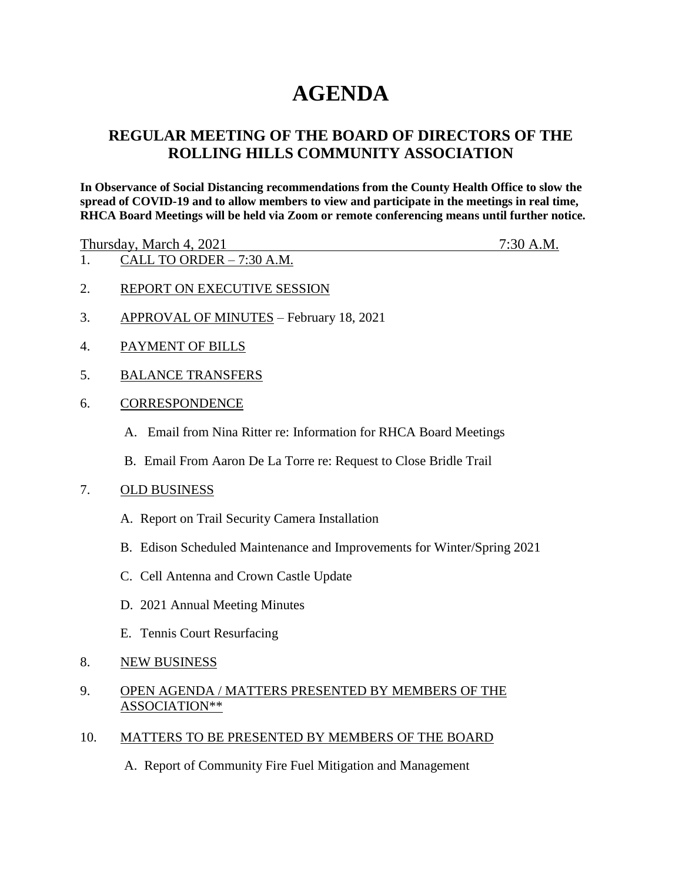# AGENDA

## REGULAR MEETING OF THE BOARD OF DIRECTORS OF THE ROLLING HILLS COMMUNITY ASSOCIATION

**In Observance of Social Distancing recommendations from the County Health Office to slow the spread of COVID-19 and to allow members to view and participate in the meetings in real time, RHCA Board Meetings will be held via Zoom or remote conferencing means until further notice.**

Thursday, March 4, 2021 — 7:30 A.M.

1. CALL TO ORDER – 7:30 A.M.

2. REPORT ON EXECUTIVE SESSION

3. APPROVAL OF MINUTES – February 18, 2021

4. PAYMENT OF BILLS

5. BALANCE TRANSFERS

6. CORRESPONDENCE

   A. Email from Nina Ritter re: Information for RHCA Board Meetings

   B. Email From Aaron De La Torre re: Request to Close Bridle Trail

7. OLD BUSINESS

   A. Report on Trail Security Camera Installation

   B. Edison Scheduled Maintenance and Improvements for Winter/Spring 2021

   C. Cell Antenna and Crown Castle Update

   D. 2021 Annual Meeting Minutes

   E. Tennis Court Resurfacing

8. NEW BUSINESS

9. OPEN AGENDA / MATTERS PRESENTED BY MEMBERS OF THE ASSOCIATION**

10. MATTERS TO BE PRESENTED BY MEMBERS OF THE BOARD

    A. Report of Community Fire Fuel Mitigation and Management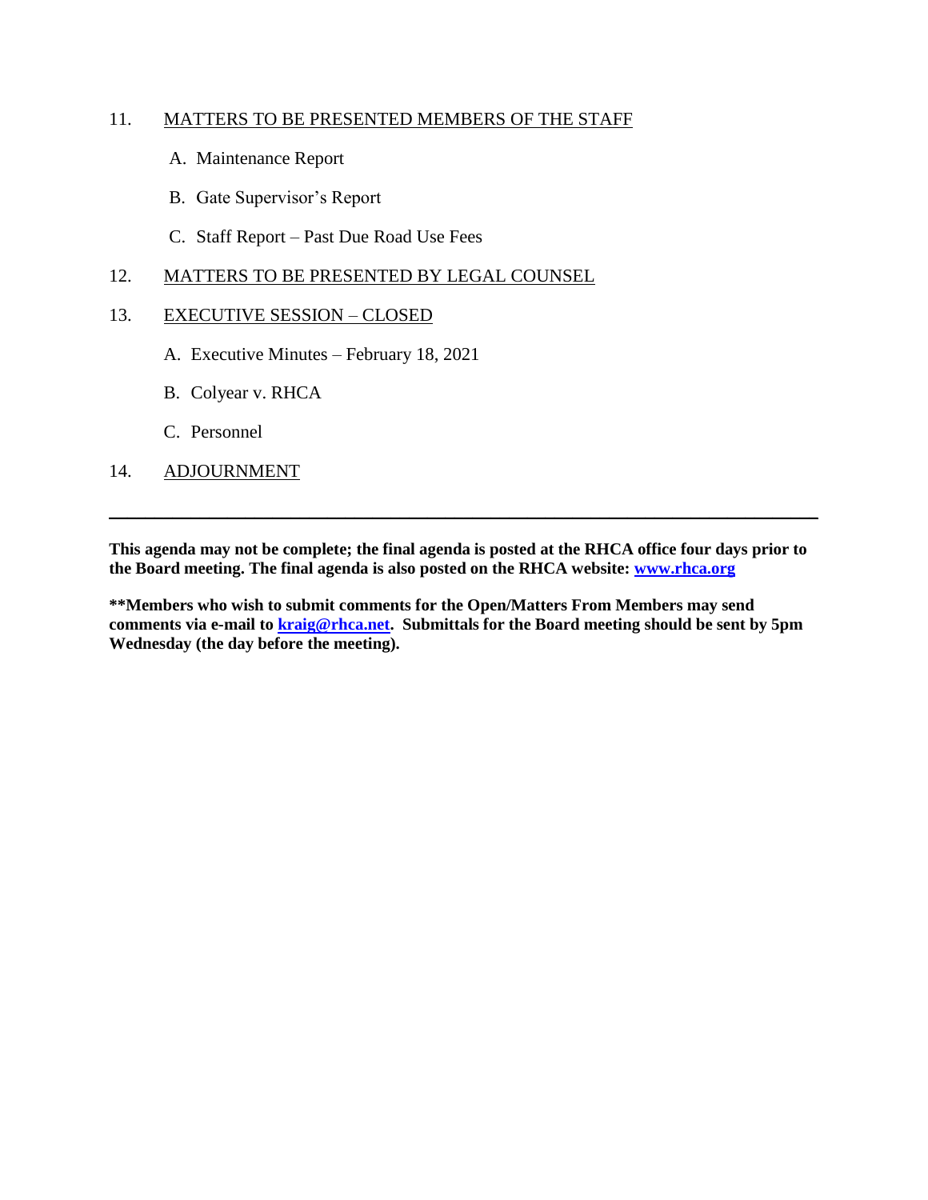11. <u>MATTERS TO BE PRESENTED MEMBERS OF THE STAFF</u>

   A. Maintenance Report

   B. Gate Supervisor's Report

   C. Staff Report – Past Due Road Use Fees

12. <u>MATTERS TO BE PRESENTED BY LEGAL COUNSEL</u>

13. <u>EXECUTIVE SESSION – CLOSED</u>

   A. Executive Minutes – February 18, 2021

   B. Colyear v. RHCA

   C. Personnel

14. <u>ADJOURNMENT</u>

---

**This agenda may not be complete; the final agenda is posted at the RHCA office four days prior to the Board meeting. The final agenda is also posted on the RHCA website: [www.rhca.org](http://www.rhca.org)**

**\*\*Members who wish to submit comments for the Open/Matters From Members may send comments via e-mail to [kraig@rhca.net](mailto:kraig@rhca.net). Submittals for the Board meeting should be sent by 5pm Wednesday (the day before the meeting).**